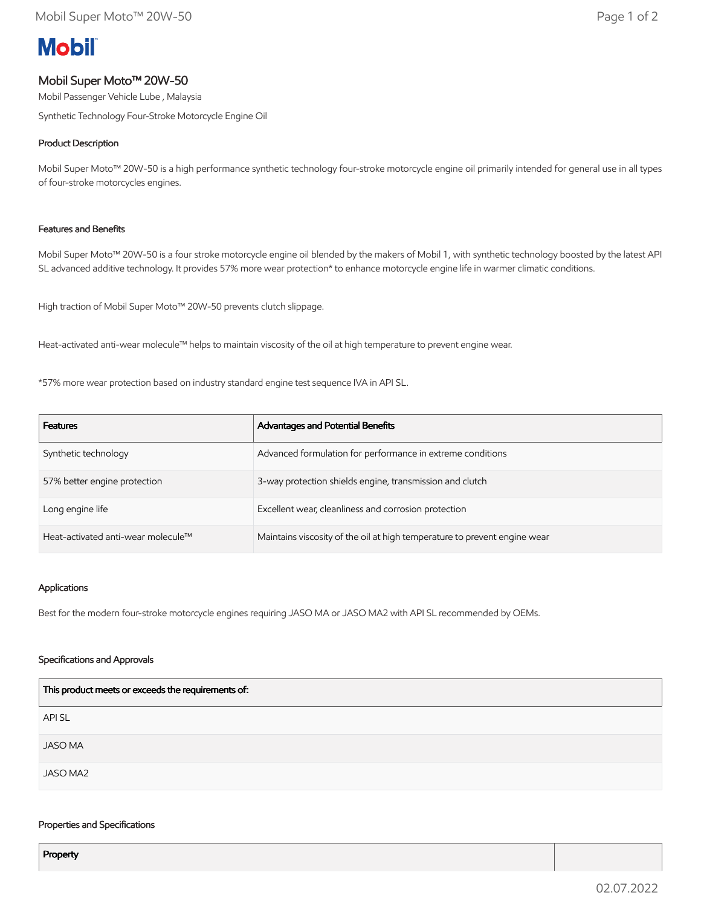# Mobil Super Moto™ 20W-50

Mobil Passenger Vehicle Lube , Malaysia

Synthetic Technology Four-Stroke Motorcycle Engine Oil

## Product Description

Mobil Super Moto™ 20W-50 is a high performance synthetic technology four-stroke motorcycle engine oil primarily intended for general use in all types of four-stroke motorcycles engines.

## Features and Benefits

Mobil Super Moto™ 20W-50 is a four stroke motorcycle engine oil blended by the makers of Mobil 1, with synthetic technology boosted by the latest API SL advanced additive technology. It provides 57% more wear protection* to enhance motorcycle engine life in warmer climatic conditions.

High traction of Mobil Super Moto™ 20W-50 prevents clutch slippage.

Heat-activated anti-wear molecule™ helps to maintain viscosity of the oil at high temperature to prevent engine wear.

*57% more wear protection based on industry standard engine test sequence IVA in API SL.

| Features | Advantages and Potential Benefits |
|---|---|
| Synthetic technology | Advanced formulation for performance in extreme conditions |
| 57% better engine protection | 3-way protection shields engine, transmission and clutch |
| Long engine life | Excellent wear, cleanliness and corrosion protection |
| Heat-activated anti-wear molecule™ | Maintains viscosity of the oil at high temperature to prevent engine wear |

## Applications

Best for the modern four-stroke motorcycle engines requiring JASO MA or JASO MA2 with API SL recommended by OEMs.

## Specifications and Approvals

| This product meets or exceeds the requirements of: |
|---|
| API SL |
| JASO MA |
| JASO MA2 |

## Properties and Specifications

| Property | |
|---|---|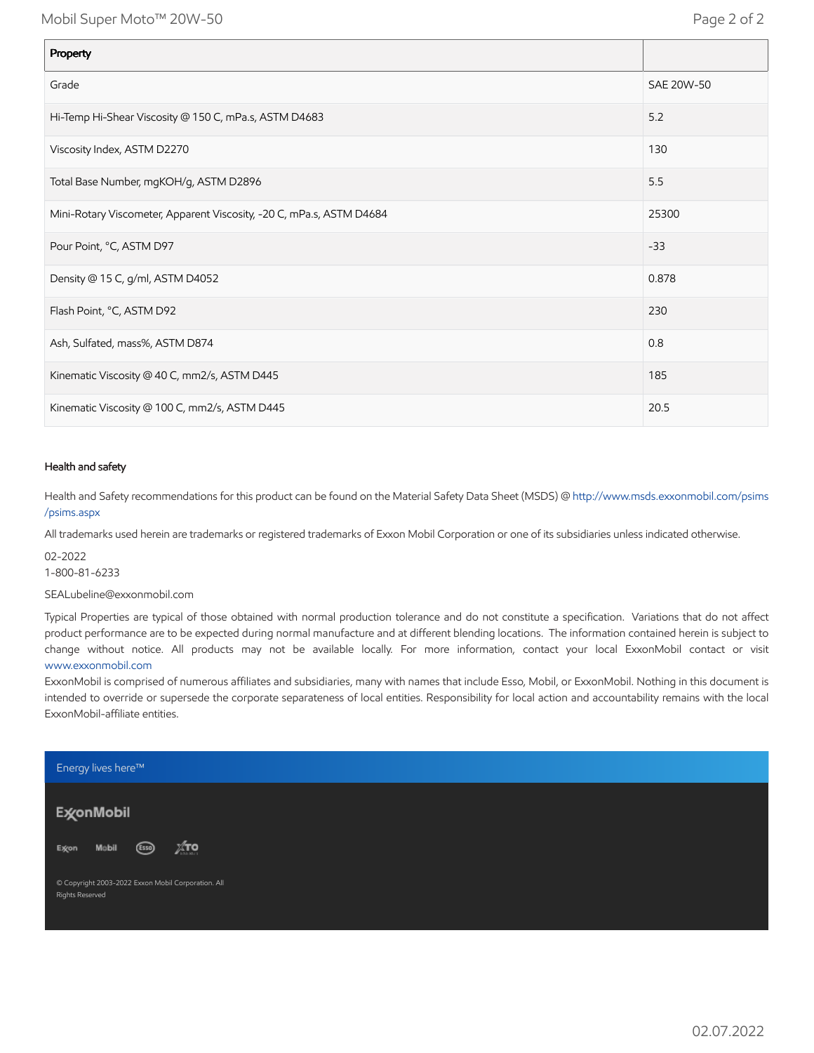| Property | |
|---|---|
| Grade | SAE 20W-50 |
| Hi-Temp Hi-Shear Viscosity @ 150 C, mPa.s, ASTM D4683 | 5.2 |
| Viscosity Index, ASTM D2270 | 130 |
| Total Base Number, mgKOH/g, ASTM D2896 | 5.5 |
| Mini-Rotary Viscometer, Apparent Viscosity, -20 C, mPa.s, ASTM D4684 | 25300 |
| Pour Point, °C, ASTM D97 | -33 |
| Density @ 15 C, g/ml, ASTM D4052 | 0.878 |
| Flash Point, °C, ASTM D92 | 230 |
| Ash, Sulfated, mass%, ASTM D874 | 0.8 |
| Kinematic Viscosity @ 40 C, mm2/s, ASTM D445 | 185 |
| Kinematic Viscosity @ 100 C, mm2/s, ASTM D445 | 20.5 |

### Health and safety

Health and Safety recommendations for this product can be found on the Material Safety Data Sheet (MSDS) @ http://www.msds.exxonmobil.com/psims/psims.aspx

All trademarks used herein are trademarks or registered trademarks of Exxon Mobil Corporation or one of its subsidiaries unless indicated otherwise.

02-2022
1-800-81-6233

SEALubeline@exxonmobil.com

Typical Properties are typical of those obtained with normal production tolerance and do not constitute a specification. Variations that do not affect product performance are to be expected during normal manufacture and at different blending locations. The information contained herein is subject to change without notice. All products may not be available locally. For more information, contact your local ExxonMobil contact or visit www.exxonmobil.com
ExxonMobil is comprised of numerous affiliates and subsidiaries, many with names that include Esso, Mobil, or ExxonMobil. Nothing in this document is intended to override or supersede the corporate separateness of local entities. Responsibility for local action and accountability remains with the local ExxonMobil-affiliate entities.

Energy lives here™

ExxonMobil

Exxon Mobil Esso XTO

© Copyright 2003-2022 Exxon Mobil Corporation. All Rights Reserved

02.07.2022